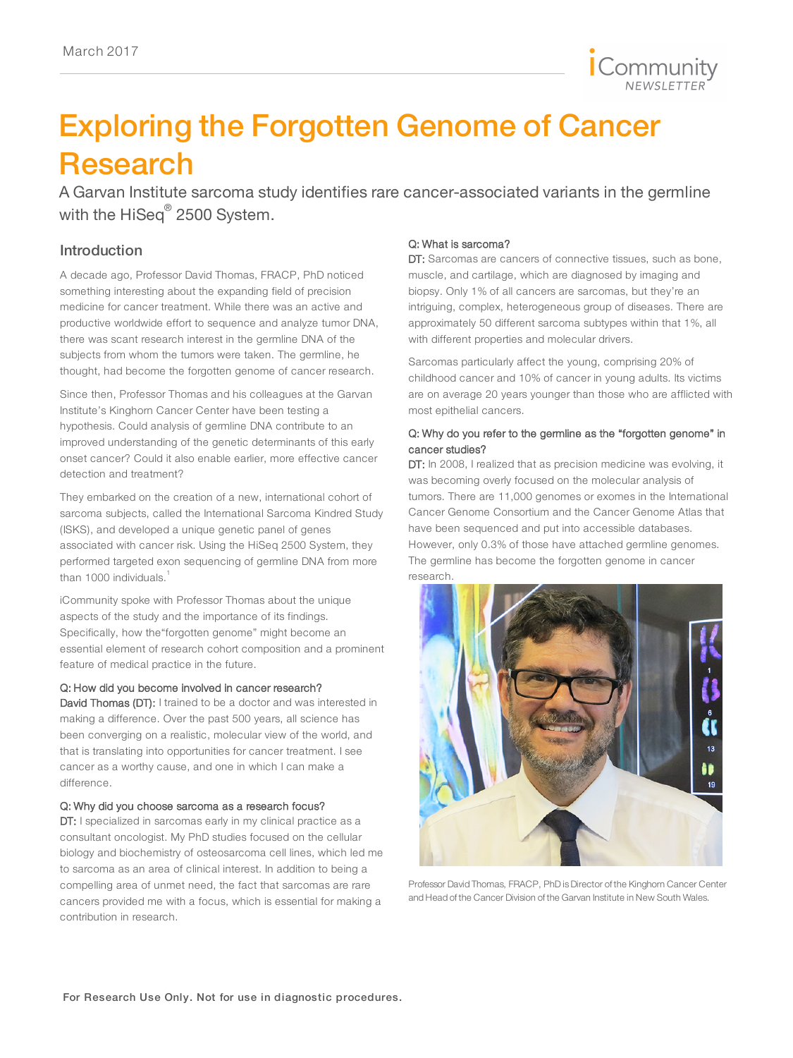March 2017

# Exploring the Forgotten Genome of Cancer Research

A Garvan Institute sarcoma study identifies rare cancer-associated variants in the germline with the HiSeq® 2500 System.

## Introduction

A decade ago, Professor David Thomas, FRACP, PhD noticed something interesting about the expanding field of precision medicine for cancer treatment. While there was an active and productive worldwide effort to sequence and analyze tumor DNA, there was scant research interest in the germline DNA of the subjects from whom the tumors were taken. The germline, he thought, had become the forgotten genome of cancer research.

Since then, Professor Thomas and his colleagues at the Garvan Institute's Kinghorn Cancer Center have been testing a hypothesis. Could analysis of germline DNA contribute to an improved understanding of the genetic determinants of this early onset cancer? Could it also enable earlier, more effective cancer detection and treatment?

They embarked on the creation of a new, international cohort of sarcoma subjects, called the International Sarcoma Kindred Study (ISKS), and developed a unique genetic panel of genes associated with cancer risk. Using the HiSeq 2500 System, they performed targeted exon sequencing of germline DNA from more than 1000 individuals.[1]

iCommunity spoke with Professor Thomas about the unique aspects of the study and the importance of its findings. Specifically, how the"forgotten genome" might become an essential element of research cohort composition and a prominent feature of medical practice in the future.

#### Q: How did you become involved in cancer research?

**David Thomas (DT):** I trained to be a doctor and was interested in making a difference. Over the past 500 years, all science has been converging on a realistic, molecular view of the world, and that is translating into opportunities for cancer treatment. I see cancer as a worthy cause, and one in which I can make a difference.

#### Q: Why did you choose sarcoma as a research focus?

**DT:** I specialized in sarcomas early in my clinical practice as a consultant oncologist. My PhD studies focused on the cellular biology and biochemistry of osteosarcoma cell lines, which led me to sarcoma as an area of clinical interest. In addition to being a compelling area of unmet need, the fact that sarcomas are rare cancers provided me with a focus, which is essential for making a contribution in research.

#### Q: What is sarcoma?

**DT:** Sarcomas are cancers of connective tissues, such as bone, muscle, and cartilage, which are diagnosed by imaging and biopsy. Only 1% of all cancers are sarcomas, but they're an intriguing, complex, heterogeneous group of diseases. There are approximately 50 different sarcoma subtypes within that 1%, all with different properties and molecular drivers.

Sarcomas particularly affect the young, comprising 20% of childhood cancer and 10% of cancer in young adults. Its victims are on average 20 years younger than those who are afflicted with most epithelial cancers.

#### Q: Why do you refer to the germline as the "forgotten genome" in cancer studies?

**DT:** In 2008, I realized that as precision medicine was evolving, it was becoming overly focused on the molecular analysis of tumors. There are 11,000 genomes or exomes in the International Cancer Genome Consortium and the Cancer Genome Atlas that have been sequenced and put into accessible databases. However, only 0.3% of those have attached germline genomes. The germline has become the forgotten genome in cancer research.

Professor David Thomas, FRACP, PhD is Director of the Kinghorn Cancer Center and Head of the Cancer Division of the Garvan Institute in New South Wales.

For Research Use Only. Not for use in diagnostic procedures.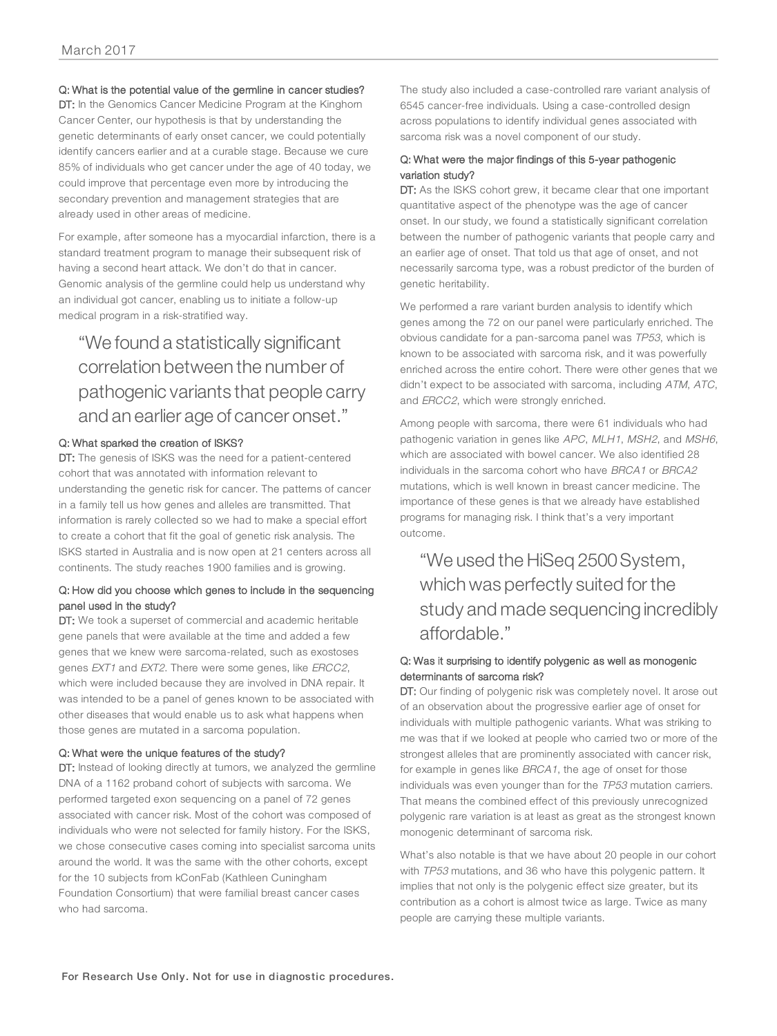**Q: What is the potential value of the germline in cancer studies?**

**DT:** In the Genomics Cancer Medicine Program at the Kinghorn Cancer Center, our hypothesis is that by understanding the genetic determinants of early onset cancer, we could potentially identify cancers earlier and at a curable stage. Because we cure 85% of individuals who get cancer under the age of 40 today, we could improve that percentage even more by introducing the secondary prevention and management strategies that are already used in other areas of medicine.

For example, after someone has a myocardial infarction, there is a standard treatment program to manage their subsequent risk of having a second heart attack. We don't do that in cancer. Genomic analysis of the germline could help us understand why an individual got cancer, enabling us to initiate a follow-up medical program in a risk-stratified way.

> "We found a statistically significant correlation between the number of pathogenic variants that people carry and an earlier age of cancer onset."

**Q: What sparked the creation of ISKS?**

**DT:** The genesis of ISKS was the need for a patient-centered cohort that was annotated with information relevant to understanding the genetic risk for cancer. The patterns of cancer in a family tell us how genes and alleles are transmitted. That information is rarely collected so we had to make a special effort to create a cohort that fit the goal of genetic risk analysis. The ISKS started in Australia and is now open at 21 centers across all continents. The study reaches 1900 families and is growing.

**Q: How did you choose which genes to include in the sequencing panel used in the study?**

**DT:** We took a superset of commercial and academic heritable gene panels that were available at the time and added a few genes that we knew were sarcoma-related, such as exostoses genes *EXT1* and *EXT2*. There were some genes, like *ERCC2*, which were included because they are involved in DNA repair. It was intended to be a panel of genes known to be associated with other diseases that would enable us to ask what happens when those genes are mutated in a sarcoma population.

**Q: What were the unique features of the study?**

**DT:** Instead of looking directly at tumors, we analyzed the germline DNA of a 1162 proband cohort of subjects with sarcoma. We performed targeted exon sequencing on a panel of 72 genes associated with cancer risk. Most of the cohort was composed of individuals who were not selected for family history. For the ISKS, we chose consecutive cases coming into specialist sarcoma units around the world. It was the same with the other cohorts, except for the 10 subjects from kConFab (Kathleen Cuningham Foundation Consortium) that were familial breast cancer cases who had sarcoma.

The study also included a case-controlled rare variant analysis of 6545 cancer-free individuals. Using a case-controlled design across populations to identify individual genes associated with sarcoma risk was a novel component of our study.

**Q: What were the major findings of this 5-year pathogenic variation study?**

**DT:** As the ISKS cohort grew, it became clear that one important quantitative aspect of the phenotype was the age of cancer onset. In our study, we found a statistically significant correlation between the number of pathogenic variants that people carry and an earlier age of onset. That told us that age of onset, and not necessarily sarcoma type, was a robust predictor of the burden of genetic heritability.

We performed a rare variant burden analysis to identify which genes among the 72 on our panel were particularly enriched. The obvious candidate for a pan-sarcoma panel was *TP53*, which is known to be associated with sarcoma risk, and it was powerfully enriched across the entire cohort. There were other genes that we didn't expect to be associated with sarcoma, including *ATM*, *ATC*, and *ERCC2*, which were strongly enriched.

Among people with sarcoma, there were 61 individuals who had pathogenic variation in genes like *APC*, *MLH1*, *MSH2*, and *MSH6*, which are associated with bowel cancer. We also identified 28 individuals in the sarcoma cohort who have *BRCA1* or *BRCA2* mutations, which is well known in breast cancer medicine. The importance of these genes is that we already have established programs for managing risk. I think that's a very important outcome.

> "We used the HiSeq 2500 System, which was perfectly suited for the study and made sequencing incredibly affordable."

**Q: Was it surprising to identify polygenic as well as monogenic determinants of sarcoma risk?**

**DT:** Our finding of polygenic risk was completely novel. It arose out of an observation about the progressive earlier age of onset for individuals with multiple pathogenic variants. What was striking to me was that if we looked at people who carried two or more of the strongest alleles that are prominently associated with cancer risk, for example in genes like *BRCA1*, the age of onset for those individuals was even younger than for the *TP53* mutation carriers. That means the combined effect of this previously unrecognized polygenic rare variation is at least as great as the strongest known monogenic determinant of sarcoma risk.

What's also notable is that we have about 20 people in our cohort with *TP53* mutations, and 36 who have this polygenic pattern. It implies that not only is the polygenic effect size greater, but its contribution as a cohort is almost twice as large. Twice as many people are carrying these multiple variants.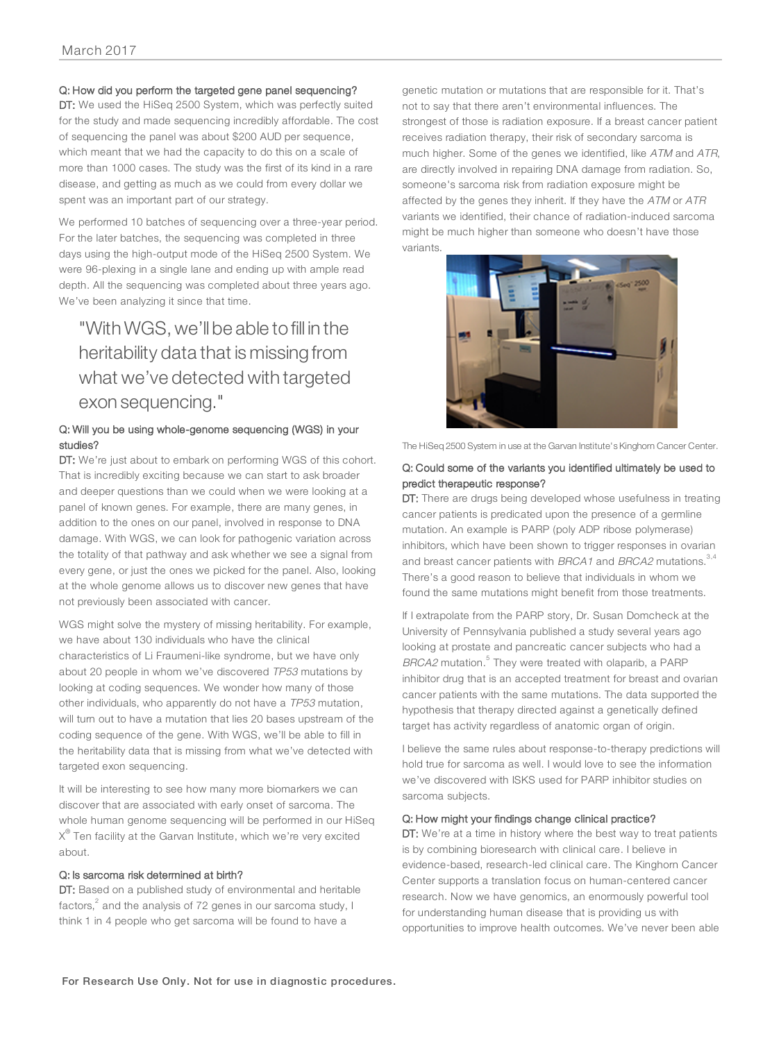**Q: How did you perform the targeted gene panel sequencing?**
**DT:** We used the HiSeq 2500 System, which was perfectly suited for the study and made sequencing incredibly affordable. The cost of sequencing the panel was about $200 AUD per sequence, which meant that we had the capacity to do this on a scale of more than 1000 cases. The study was the first of its kind in a rare disease, and getting as much as we could from every dollar we spent was an important part of our strategy.

We performed 10 batches of sequencing over a three-year period. For the later batches, the sequencing was completed in three days using the high-output mode of the HiSeq 2500 System. We were 96-plexing in a single lane and ending up with ample read depth. All the sequencing was completed about three years ago. We've been analyzing it since that time.

> "With WGS, we'll be able to fill in the heritability data that is missing from what we've detected with targeted exon sequencing."

**Q: Will you be using whole-genome sequencing (WGS) in your studies?**
**DT:** We're just about to embark on performing WGS of this cohort. That is incredibly exciting because we can start to ask broader and deeper questions than we could when we were looking at a panel of known genes. For example, there are many genes, in addition to the ones on our panel, involved in response to DNA damage. With WGS, we can look for pathogenic variation across the totality of that pathway and ask whether we see a signal from every gene, or just the ones we picked for the panel. Also, looking at the whole genome allows us to discover new genes that have not previously been associated with cancer.

WGS might solve the mystery of missing heritability. For example, we have about 130 individuals who have the clinical characteristics of Li Fraumeni-like syndrome, but we have only about 20 people in whom we've discovered *TP53* mutations by looking at coding sequences. We wonder how many of those other individuals, who apparently do not have a *TP53* mutation, will turn out to have a mutation that lies 20 bases upstream of the coding sequence of the gene. With WGS, we'll be able to fill in the heritability data that is missing from what we've detected with targeted exon sequencing.

It will be interesting to see how many more biomarkers we can discover that are associated with early onset of sarcoma. The whole human genome sequencing will be performed in our HiSeq X® Ten facility at the Garvan Institute, which we're very excited about.

**Q: Is sarcoma risk determined at birth?**
**DT:** Based on a published study of environmental and heritable factors,[2] and the analysis of 72 genes in our sarcoma study, I think 1 in 4 people who get sarcoma will be found to have a genetic mutation or mutations that are responsible for it. That's not to say that there aren't environmental influences. The strongest of those is radiation exposure. If a breast cancer patient receives radiation therapy, their risk of secondary sarcoma is much higher. Some of the genes we identified, like *ATM* and *ATR*, are directly involved in repairing DNA damage from radiation. So, someone's sarcoma risk from radiation exposure might be affected by the genes they inherit. If they have the *ATM* or *ATR* variants we identified, their chance of radiation-induced sarcoma might be much higher than someone who doesn't have those variants.

The HiSeq 2500 System in use at the Garvan Institute's Kinghorn Cancer Center.

**Q: Could some of the variants you identified ultimately be used to predict therapeutic response?**
**DT:** There are drugs being developed whose usefulness in treating cancer patients is predicated upon the presence of a germline mutation. An example is PARP (poly ADP ribose polymerase) inhibitors, which have been shown to trigger responses in ovarian and breast cancer patients with *BRCA1* and *BRCA2* mutations.[3,4] There's a good reason to believe that individuals in whom we found the same mutations might benefit from those treatments.

If I extrapolate from the PARP story, Dr. Susan Domcheck at the University of Pennsylvania published a study several years ago looking at prostate and pancreatic cancer subjects who had a *BRCA2* mutation.[5] They were treated with olaparib, a PARP inhibitor drug that is an accepted treatment for breast and ovarian cancer patients with the same mutations. The data supported the hypothesis that therapy directed against a genetically defined target has activity regardless of anatomic organ of origin.

I believe the same rules about response-to-therapy predictions will hold true for sarcoma as well. I would love to see the information we've discovered with ISKS used for PARP inhibitor studies on sarcoma subjects.

**Q: How might your findings change clinical practice?**
**DT:** We're at a time in history where the best way to treat patients is by combining bioresearch with clinical care. I believe in evidence-based, research-led clinical care. The Kinghorn Cancer Center supports a translation focus on human-centered cancer research. Now we have genomics, an enormously powerful tool for understanding human disease that is providing us with opportunities to improve health outcomes. We've never been able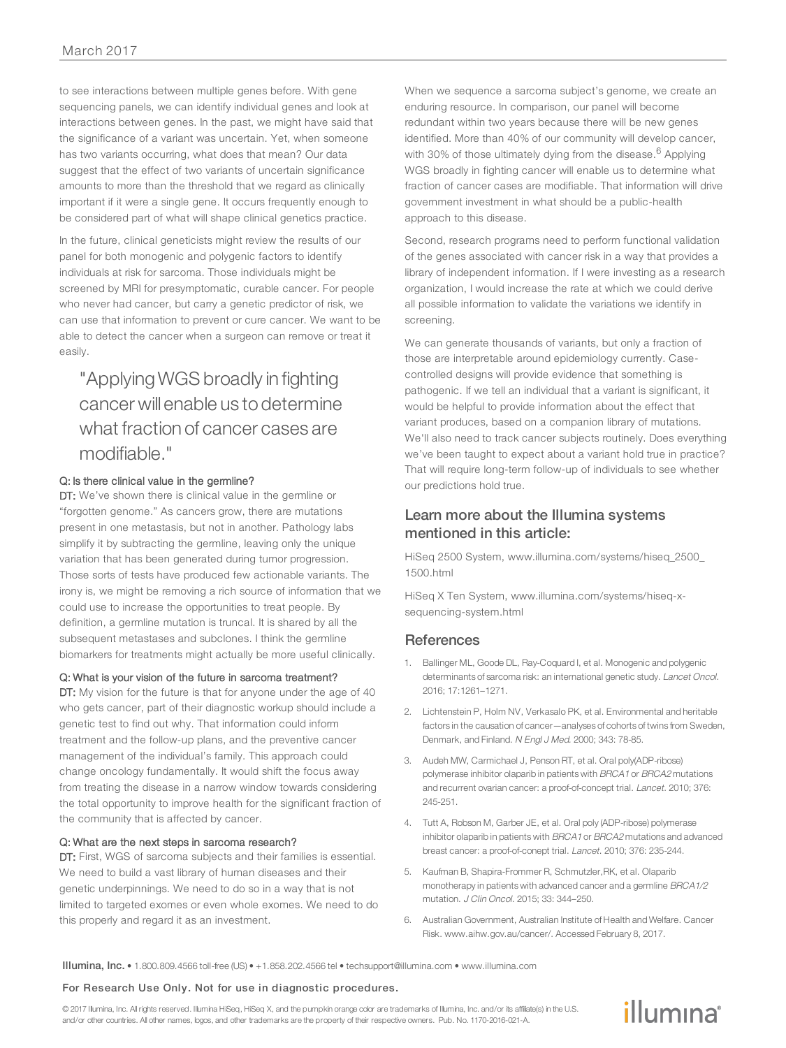to see interactions between multiple genes before. With gene sequencing panels, we can identify individual genes and look at interactions between genes. In the past, we might have said that the significance of a variant was uncertain. Yet, when someone has two variants occurring, what does that mean? Our data suggest that the effect of two variants of uncertain significance amounts to more than the threshold that we regard as clinically important if it were a single gene. It occurs frequently enough to be considered part of what will shape clinical genetics practice.

In the future, clinical geneticists might review the results of our panel for both monogenic and polygenic factors to identify individuals at risk for sarcoma. Those individuals might be screened by MRI for presymptomatic, curable cancer. For people who never had cancer, but carry a genetic predictor of risk, we can use that information to prevent or cure cancer. We want to be able to detect the cancer when a surgeon can remove or treat it easily.

> "Applying WGS broadly in fighting cancer will enable us to determine what fraction of cancer cases are modifiable."

**Q: Is there clinical value in the germline?**

**DT:** We've shown there is clinical value in the germline or "forgotten genome." As cancers grow, there are mutations present in one metastasis, but not in another. Pathology labs simplify it by subtracting the germline, leaving only the unique variation that has been generated during tumor progression. Those sorts of tests have produced few actionable variants. The irony is, we might be removing a rich source of information that we could use to increase the opportunities to treat people. By definition, a germline mutation is truncal. It is shared by all the subsequent metastases and subclones. I think the germline biomarkers for treatments might actually be more useful clinically.

**Q: What is your vision of the future in sarcoma treatment?**

**DT:** My vision for the future is that for anyone under the age of 40 who gets cancer, part of their diagnostic workup should include a genetic test to find out why. That information could inform treatment and the follow-up plans, and the preventive cancer management of the individual's family. This approach could change oncology fundamentally. It would shift the focus away from treating the disease in a narrow window towards considering the total opportunity to improve health for the significant fraction of the community that is affected by cancer.

**Q: What are the next steps in sarcoma research?**

**DT:** First, WGS of sarcoma subjects and their families is essential. We need to build a vast library of human diseases and their genetic underpinnings. We need to do so in a way that is not limited to targeted exomes or even whole exomes. We need to do this properly and regard it as an investment.

When we sequence a sarcoma subject's genome, we create an enduring resource. In comparison, our panel will become redundant within two years because there will be new genes identified. More than 40% of our community will develop cancer, with 30% of those ultimately dying from the disease.[6] Applying WGS broadly in fighting cancer will enable us to determine what fraction of cancer cases are modifiable. That information will drive government investment in what should be a public-health approach to this disease.

Second, research programs need to perform functional validation of the genes associated with cancer risk in a way that provides a library of independent information. If I were investing as a research organization, I would increase the rate at which we could derive all possible information to validate the variations we identify in screening.

We can generate thousands of variants, but only a fraction of those are interpretable around epidemiology currently. Case-controlled designs will provide evidence that something is pathogenic. If we tell an individual that a variant is significant, it would be helpful to provide information about the effect that variant produces, based on a companion library of mutations. We'll also need to track cancer subjects routinely. Does everything we've been taught to expect about a variant hold true in practice? That will require long-term follow-up of individuals to see whether our predictions hold true.

## Learn more about the Illumina systems mentioned in this article:

HiSeq 2500 System, www.illumina.com/systems/hiseq_2500_1500.html

HiSeq X Ten System, www.illumina.com/systems/hiseq-x-sequencing-system.html

## References

1. Ballinger ML, Goode DL, Ray-Coquard I, et al. Monogenic and polygenic determinants of sarcoma risk: an international genetic study. *Lancet Oncol.* 2016; 17:1261–1271.
2. Lichtenstein P, Holm NV, Verkasalo PK, et al. Environmental and heritable factors in the causation of cancer—analyses of cohorts of twins from Sweden, Denmark, and Finland. *N Engl J Med.* 2000; 343: 78-85.
3. Audeh MW, Carmichael J, Penson RT, et al. Oral poly(ADP-ribose) polymerase inhibitor olaparib in patients with *BRCA1* or *BRCA2* mutations and recurrent ovarian cancer: a proof-of-concept trial. *Lancet.* 2010; 376: 245-251.
4. Tutt A, Robson M, Garber JE, et al. Oral poly (ADP-ribose) polymerase inhibitor olaparib in patients with *BRCA1* or *BRCA2* mutations and advanced breast cancer: a proof-of-conept trial. *Lancet.* 2010; 376: 235-244.
5. Kaufman B, Shapira-Frommer R, Schmutzler,RK, et al. Olaparib monotherapy in patients with advanced cancer and a germline *BRCA1/2* mutation. *J Clin Oncol.* 2015; 33: 344–250.
6. Australian Government, Australian Institute of Health and Welfare. Cancer Risk. www.aihw.gov.au/cancer/. Accessed February 8, 2017.

**Illumina, Inc.** • 1.800.809.4566 toll-free (US) • +1.858.202.4566 tel • techsupport@illumina.com • www.illumina.com

**For Research Use Only. Not for use in diagnostic procedures.**

© 2017 Illumina, Inc. All rights reserved. Illumina HiSeq, HiSeq X, and the pumpkin orange color are trademarks of Illumina, Inc. and/or its affiliate(s) in the U.S. and/or other countries. All other names, logos, and other trademarks are the property of their respective owners. Pub. No. 1170-2016-021-A.